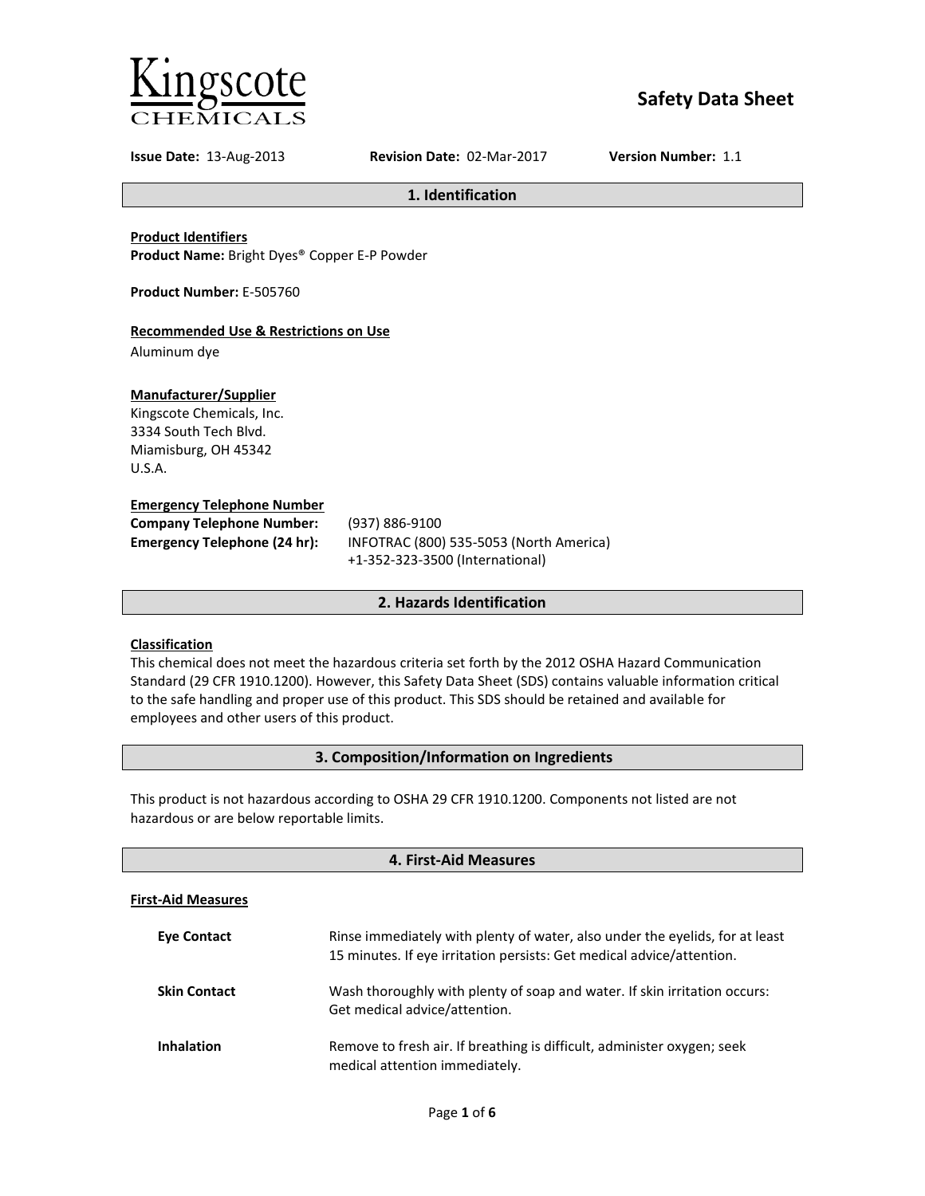Kingscote CHEMICALS

# Safety Data Sheet

**Issue Date:** 13-Aug-2013 **Revision Date:** 02-Mar-2017 **Version Number:** 1.1

## 1. Identification

**Product Identifiers**

**Product Name:** Bright Dyes® Copper E-P Powder

**Product Number:** E-505760

**Recommended Use & Restrictions on Use**

Aluminum dye

**Manufacturer/Supplier**

Kingscote Chemicals, Inc.
3334 South Tech Blvd.
Miamisburg, OH 45342
U.S.A.

**Emergency Telephone Number**

**Company Telephone Number:** (937) 886-9100

**Emergency Telephone (24 hr):** INFOTRAC (800) 535-5053 (North America)
+1-352-323-3500 (International)

## 2. Hazards Identification

**Classification**

This chemical does not meet the hazardous criteria set forth by the 2012 OSHA Hazard Communication Standard (29 CFR 1910.1200). However, this Safety Data Sheet (SDS) contains valuable information critical to the safe handling and proper use of this product. This SDS should be retained and available for employees and other users of this product.

## 3. Composition/Information on Ingredients

This product is not hazardous according to OSHA 29 CFR 1910.1200. Components not listed are not hazardous or are below reportable limits.

## 4. First-Aid Measures

**First-Aid Measures**

**Eye Contact** Rinse immediately with plenty of water, also under the eyelids, for at least 15 minutes. If eye irritation persists: Get medical advice/attention.

**Skin Contact** Wash thoroughly with plenty of soap and water. If skin irritation occurs: Get medical advice/attention.

**Inhalation** Remove to fresh air. If breathing is difficult, administer oxygen; seek medical attention immediately.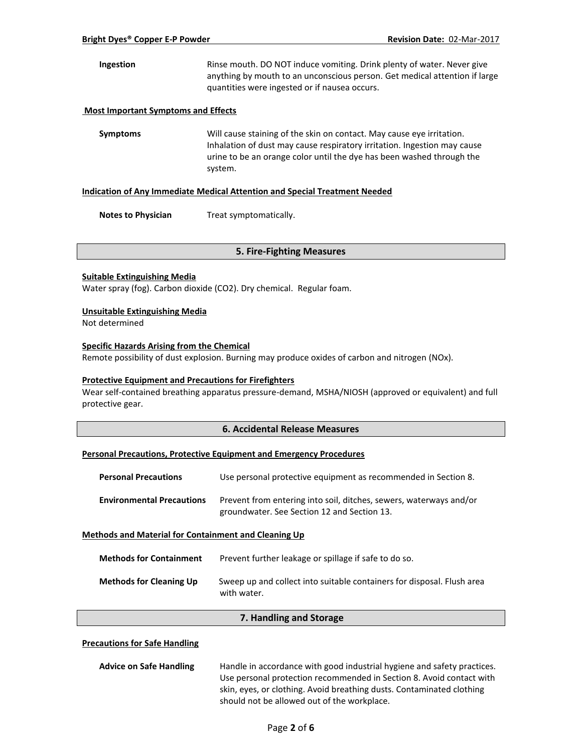| | |
|---|---|
| **Ingestion** | Rinse mouth. DO NOT induce vomiting. Drink plenty of water. Never give anything by mouth to an unconscious person. Get medical attention if large quantities were ingested or if nausea occurs. |

**Most Important Symptoms and Effects**

| | |
|---|---|
| **Symptoms** | Will cause staining of the skin on contact. May cause eye irritation. Inhalation of dust may cause respiratory irritation. Ingestion may cause urine to be an orange color until the dye has been washed through the system. |

**Indication of Any Immediate Medical Attention and Special Treatment Needed**

| | |
|---|---|
| **Notes to Physician** | Treat symptomatically. |

## 5. Fire-Fighting Measures

**Suitable Extinguishing Media**

Water spray (fog). Carbon dioxide ($CO_2$). Dry chemical. Regular foam.

**Unsuitable Extinguishing Media**

Not determined

**Specific Hazards Arising from the Chemical**

Remote possibility of dust explosion. Burning may produce oxides of carbon and nitrogen (NOx).

**Protective Equipment and Precautions for Firefighters**

Wear self-contained breathing apparatus pressure-demand, MSHA/NIOSH (approved or equivalent) and full protective gear.

## 6. Accidental Release Measures

**Personal Precautions, Protective Equipment and Emergency Procedures**

| | |
|---|---|
| **Personal Precautions** | Use personal protective equipment as recommended in Section 8. |
| **Environmental Precautions** | Prevent from entering into soil, ditches, sewers, waterways and/or groundwater. See Section 12 and Section 13. |

**Methods and Material for Containment and Cleaning Up**

| | |
|---|---|
| **Methods for Containment** | Prevent further leakage or spillage if safe to do so. |
| **Methods for Cleaning Up** | Sweep up and collect into suitable containers for disposal. Flush area with water. |

## 7. Handling and Storage

**Precautions for Safe Handling**

| | |
|---|---|
| **Advice on Safe Handling** | Handle in accordance with good industrial hygiene and safety practices. Use personal protection recommended in Section 8. Avoid contact with skin, eyes, or clothing. Avoid breathing dusts. Contaminated clothing should not be allowed out of the workplace. |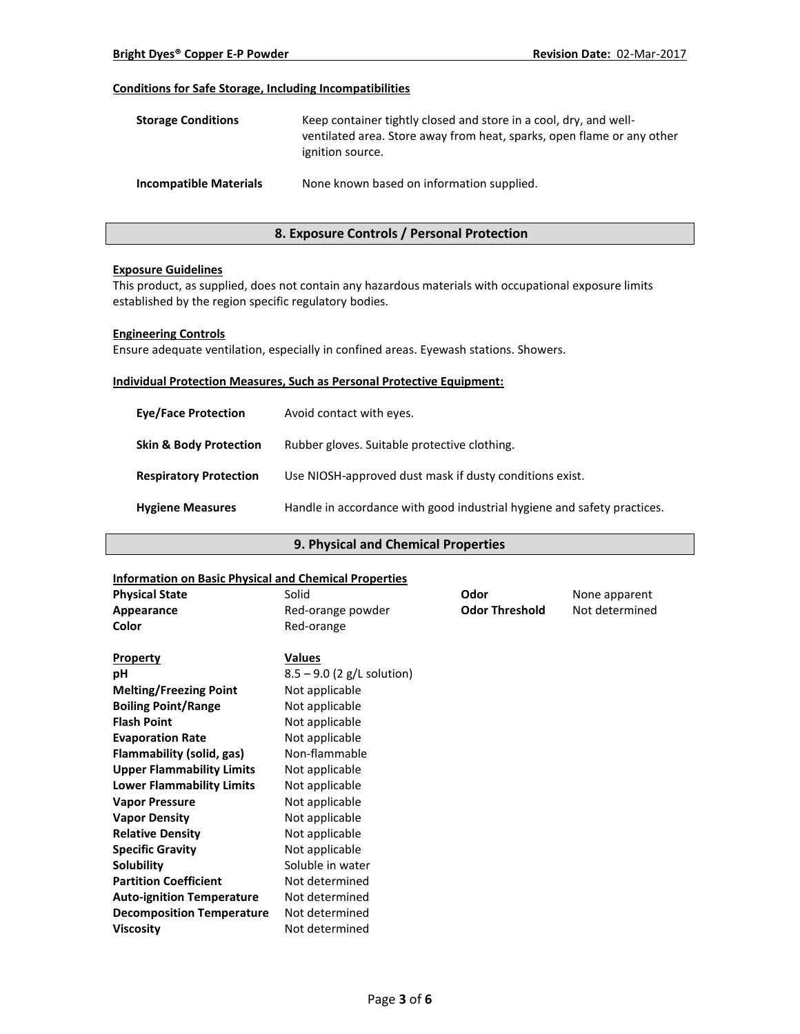#### Conditions for Safe Storage, Including Incompatibilities

| | |
|---|---|
| **Storage Conditions** | Keep container tightly closed and store in a cool, dry, and well-ventilated area. Store away from heat, sparks, open flame or any other ignition source. |
| **Incompatible Materials** | None known based on information supplied. |

## 8. Exposure Controls / Personal Protection

#### Exposure Guidelines

This product, as supplied, does not contain any hazardous materials with occupational exposure limits established by the region specific regulatory bodies.

#### Engineering Controls

Ensure adequate ventilation, especially in confined areas. Eyewash stations. Showers.

#### Individual Protection Measures, Such as Personal Protective Equipment:

| | |
|---|---|
| **Eye/Face Protection** | Avoid contact with eyes. |
| **Skin & Body Protection** | Rubber gloves. Suitable protective clothing. |
| **Respiratory Protection** | Use NIOSH-approved dust mask if dusty conditions exist. |
| **Hygiene Measures** | Handle in accordance with good industrial hygiene and safety practices. |

## 9. Physical and Chemical Properties

#### Information on Basic Physical and Chemical Properties

| | | | |
|---|---|---|---|
| **Physical State** | Solid | **Odor** | None apparent |
| **Appearance** | Red-orange powder | **Odor Threshold** | Not determined |
| **Color** | Red-orange | | |

| Property | Values |
|---|---|
| **pH** | 8.5 – 9.0 (2 g/L solution) |
| **Melting/Freezing Point** | Not applicable |
| **Boiling Point/Range** | Not applicable |
| **Flash Point** | Not applicable |
| **Evaporation Rate** | Not applicable |
| **Flammability (solid, gas)** | Non-flammable |
| **Upper Flammability Limits** | Not applicable |
| **Lower Flammability Limits** | Not applicable |
| **Vapor Pressure** | Not applicable |
| **Vapor Density** | Not applicable |
| **Relative Density** | Not applicable |
| **Specific Gravity** | Not applicable |
| **Solubility** | Soluble in water |
| **Partition Coefficient** | Not determined |
| **Auto-ignition Temperature** | Not determined |
| **Decomposition Temperature** | Not determined |
| **Viscosity** | Not determined |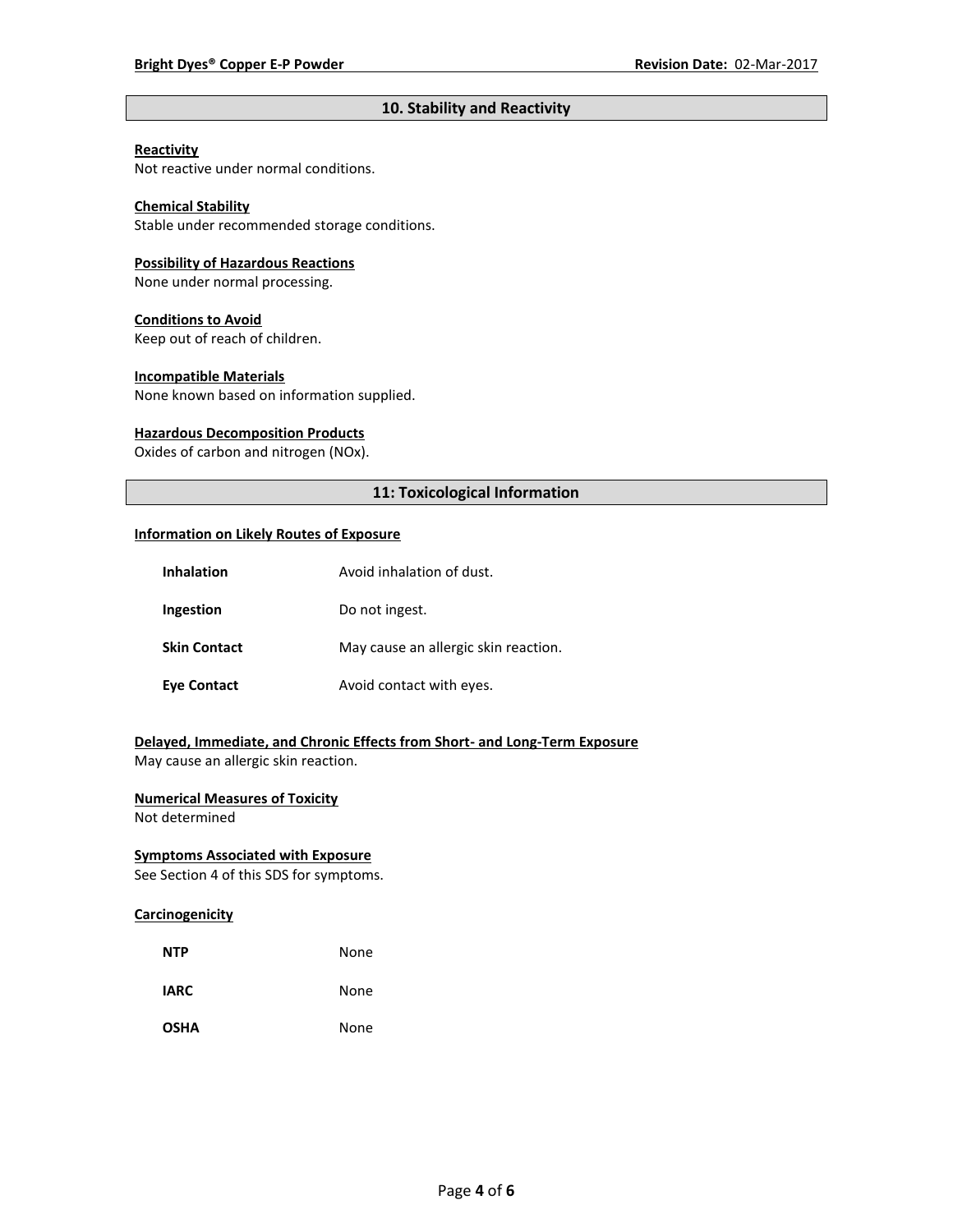## 10. Stability and Reactivity

**Reactivity**
Not reactive under normal conditions.

**Chemical Stability**
Stable under recommended storage conditions.

**Possibility of Hazardous Reactions**
None under normal processing.

**Conditions to Avoid**
Keep out of reach of children.

**Incompatible Materials**
None known based on information supplied.

**Hazardous Decomposition Products**
Oxides of carbon and nitrogen (NOx).

## 11: Toxicological Information

**Information on Likely Routes of Exposure**

| | |
|---|---|
| **Inhalation** | Avoid inhalation of dust. |
| **Ingestion** | Do not ingest. |
| **Skin Contact** | May cause an allergic skin reaction. |
| **Eye Contact** | Avoid contact with eyes. |

**Delayed, Immediate, and Chronic Effects from Short- and Long-Term Exposure**
May cause an allergic skin reaction.

**Numerical Measures of Toxicity**
Not determined

**Symptoms Associated with Exposure**
See Section 4 of this SDS for symptoms.

**Carcinogenicity**

| | |
|---|---|
| **NTP** | None |
| **IARC** | None |
| **OSHA** | None |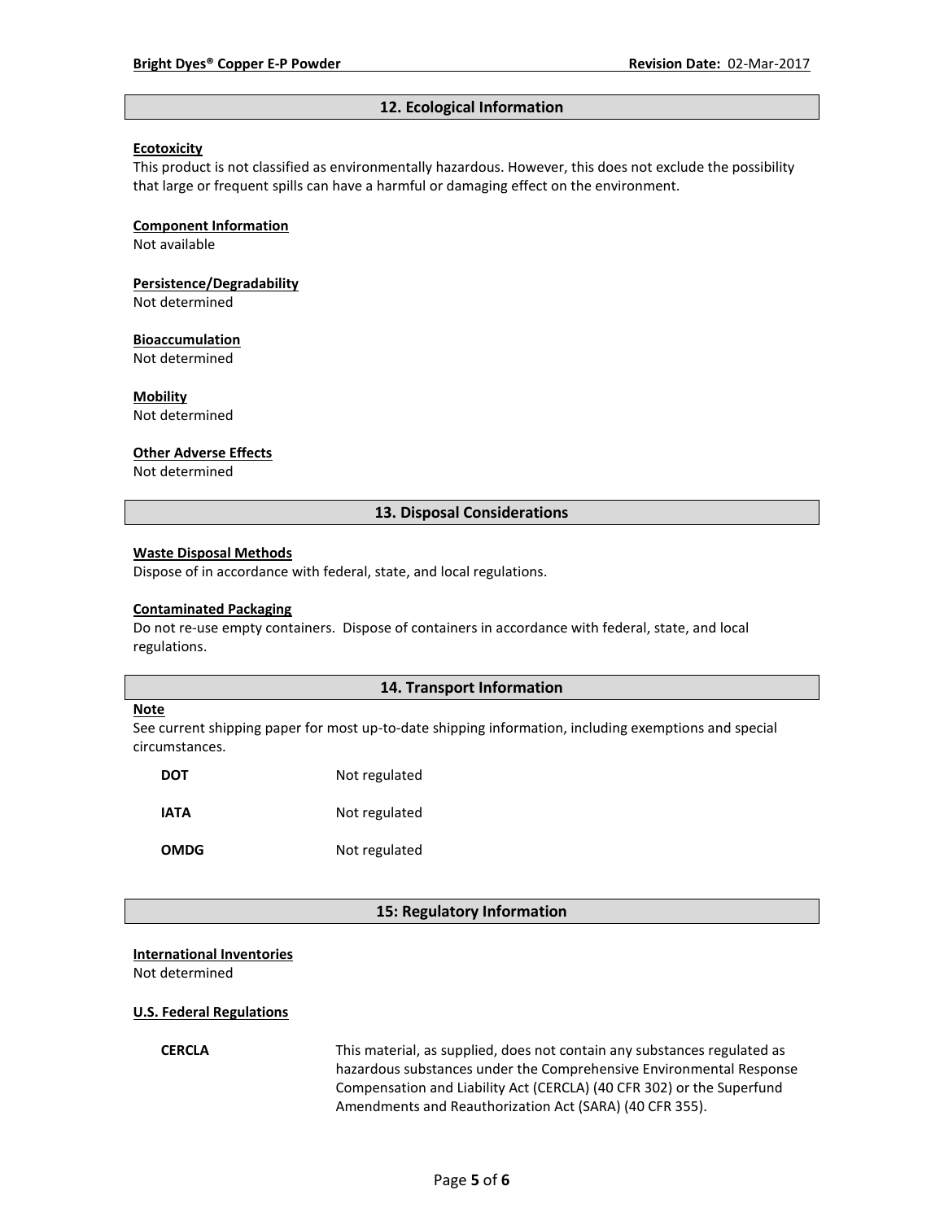## 12. Ecological Information

**Ecotoxicity**

This product is not classified as environmentally hazardous. However, this does not exclude the possibility that large or frequent spills can have a harmful or damaging effect on the environment.

**Component Information**

Not available

**Persistence/Degradability**

Not determined

**Bioaccumulation**

Not determined

**Mobility**

Not determined

**Other Adverse Effects**

Not determined

## 13. Disposal Considerations

**Waste Disposal Methods**

Dispose of in accordance with federal, state, and local regulations.

**Contaminated Packaging**

Do not re-use empty containers. Dispose of containers in accordance with federal, state, and local regulations.

## 14. Transport Information

**Note**

See current shipping paper for most up-to-date shipping information, including exemptions and special circumstances.

| | |
|---|---|
| **DOT** | Not regulated |
| **IATA** | Not regulated |
| **OMDG** | Not regulated |

## 15: Regulatory Information

**International Inventories**

Not determined

**U.S. Federal Regulations**

| | |
|---|---|
| **CERCLA** | This material, as supplied, does not contain any substances regulated as hazardous substances under the Comprehensive Environmental Response Compensation and Liability Act (CERCLA) (40 CFR 302) or the Superfund Amendments and Reauthorization Act (SARA) (40 CFR 355). |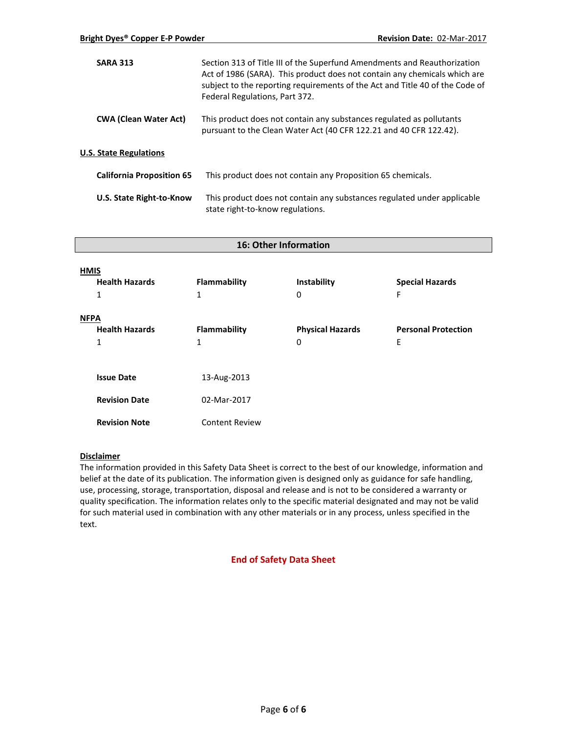**SARA 313** Section 313 of Title III of the Superfund Amendments and Reauthorization Act of 1986 (SARA). This product does not contain any chemicals which are subject to the reporting requirements of the Act and Title 40 of the Code of Federal Regulations, Part 372.

**CWA (Clean Water Act)** This product does not contain any substances regulated as pollutants pursuant to the Clean Water Act (40 CFR 122.21 and 40 CFR 122.42).

**U.S. State Regulations**

**California Proposition 65** This product does not contain any Proposition 65 chemicals.

**U.S. State Right-to-Know** This product does not contain any substances regulated under applicable state right-to-know regulations.

## 16: Other Information

**HMIS**

| Health Hazards | Flammability | Instability | Special Hazards |
|---|---|---|---|
| 1 | 1 | 0 | F |

**NFPA**

| Health Hazards | Flammability | Physical Hazards | Personal Protection |
|---|---|---|---|
| 1 | 1 | 0 | E |

**Issue Date** 13-Aug-2013

**Revision Date** 02-Mar-2017

**Revision Note** Content Review

**Disclaimer**

The information provided in this Safety Data Sheet is correct to the best of our knowledge, information and belief at the date of its publication. The information given is designed only as guidance for safe handling, use, processing, storage, transportation, disposal and release and is not to be considered a warranty or quality specification. The information relates only to the specific material designated and may not be valid for such material used in combination with any other materials or in any process, unless specified in the text.

**End of Safety Data Sheet**